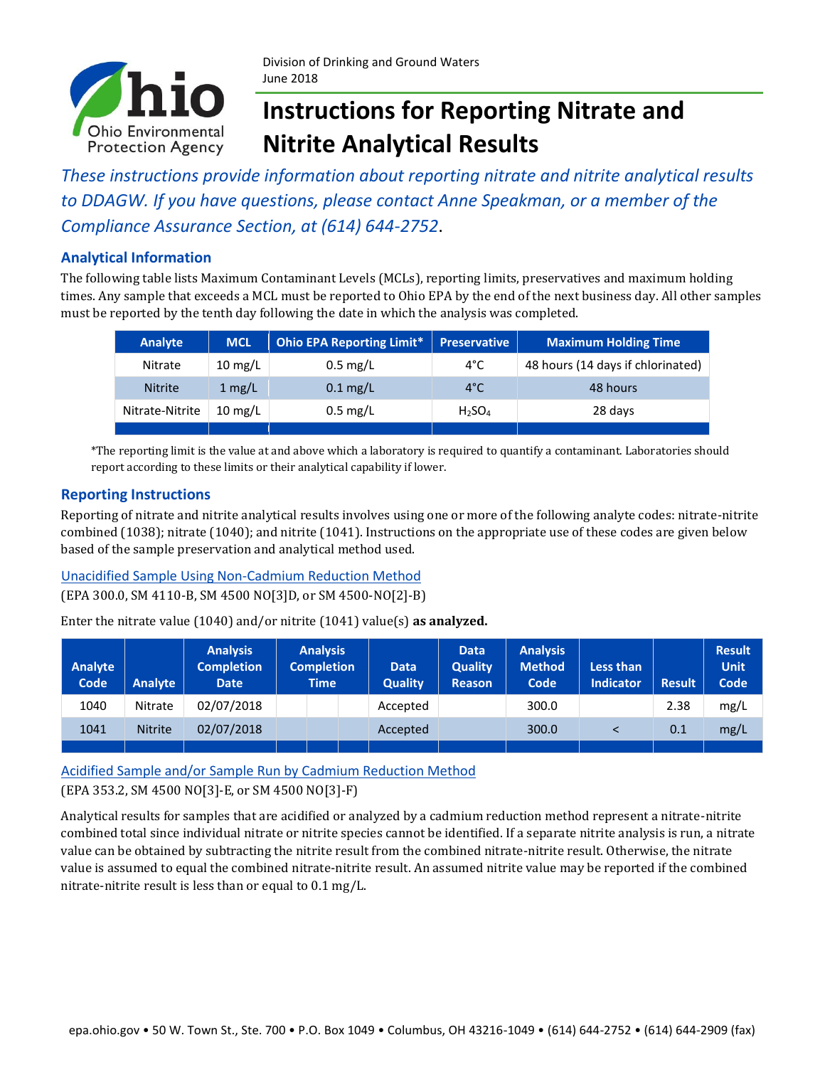Ohio Environmental Protection Agency

Division of Drinking and Ground Waters
June 2018

# Instructions for Reporting Nitrate and Nitrite Analytical Results

*These instructions provide information about reporting nitrate and nitrite analytical results to DDAGW. If you have questions, please contact Anne Speakman, or a member of the Compliance Assurance Section, at (614) 644-2752*.

## Analytical Information

The following table lists Maximum Contaminant Levels (MCLs), reporting limits, preservatives and maximum holding times. Any sample that exceeds a MCL must be reported to Ohio EPA by the end of the next business day. All other samples must be reported by the tenth day following the date in which the analysis was completed.

| Analyte | MCL | Ohio EPA Reporting Limit* | Preservative | Maximum Holding Time |
|---|---|---|---|---|
| Nitrate | 10 mg/L | 0.5 mg/L | 4°C | 48 hours (14 days if chlorinated) |
| Nitrite | 1 mg/L | 0.1 mg/L | 4°C | 48 hours |
| Nitrate-Nitrite | 10 mg/L | 0.5 mg/L | $H_2SO_4$ | 28 days |

*The reporting limit is the value at and above which a laboratory is required to quantify a contaminant. Laboratories should report according to these limits or their analytical capability if lower.

## Reporting Instructions

Reporting of nitrate and nitrite analytical results involves using one or more of the following analyte codes: nitrate-nitrite combined (1038); nitrate (1040); and nitrite (1041). Instructions on the appropriate use of these codes are given below based of the sample preservation and analytical method used.

### Unacidified Sample Using Non-Cadmium Reduction Method

(EPA 300.0, SM 4110-B, SM 4500 NO[3]D, or SM 4500-NO[2]-B)

Enter the nitrate value (1040) and/or nitrite (1041) value(s) **as analyzed.**

| Analyte Code | Analyte | Analysis Completion Date | Analysis Completion Time | | | Data Quality | Data Quality Reason | Analysis Method Code | Less than Indicator | Result | Result Unit Code |
|---|---|---|---|---|---|---|---|---|---|---|---|
| 1040 | Nitrate | 02/07/2018 | | | | Accepted | | 300.0 | | 2.38 | mg/L |
| 1041 | Nitrite | 02/07/2018 | | | | Accepted | | 300.0 | < | 0.1 | mg/L |

### Acidified Sample and/or Sample Run by Cadmium Reduction Method

(EPA 353.2, SM 4500 NO[3]-E, or SM 4500 NO[3]-F)

Analytical results for samples that are acidified or analyzed by a cadmium reduction method represent a nitrate-nitrite combined total since individual nitrate or nitrite species cannot be identified. If a separate nitrite analysis is run, a nitrate value can be obtained by subtracting the nitrite result from the combined nitrate-nitrite result. Otherwise, the nitrate value is assumed to equal the combined nitrate-nitrite result. An assumed nitrite value may be reported if the combined nitrate-nitrite result is less than or equal to 0.1 mg/L.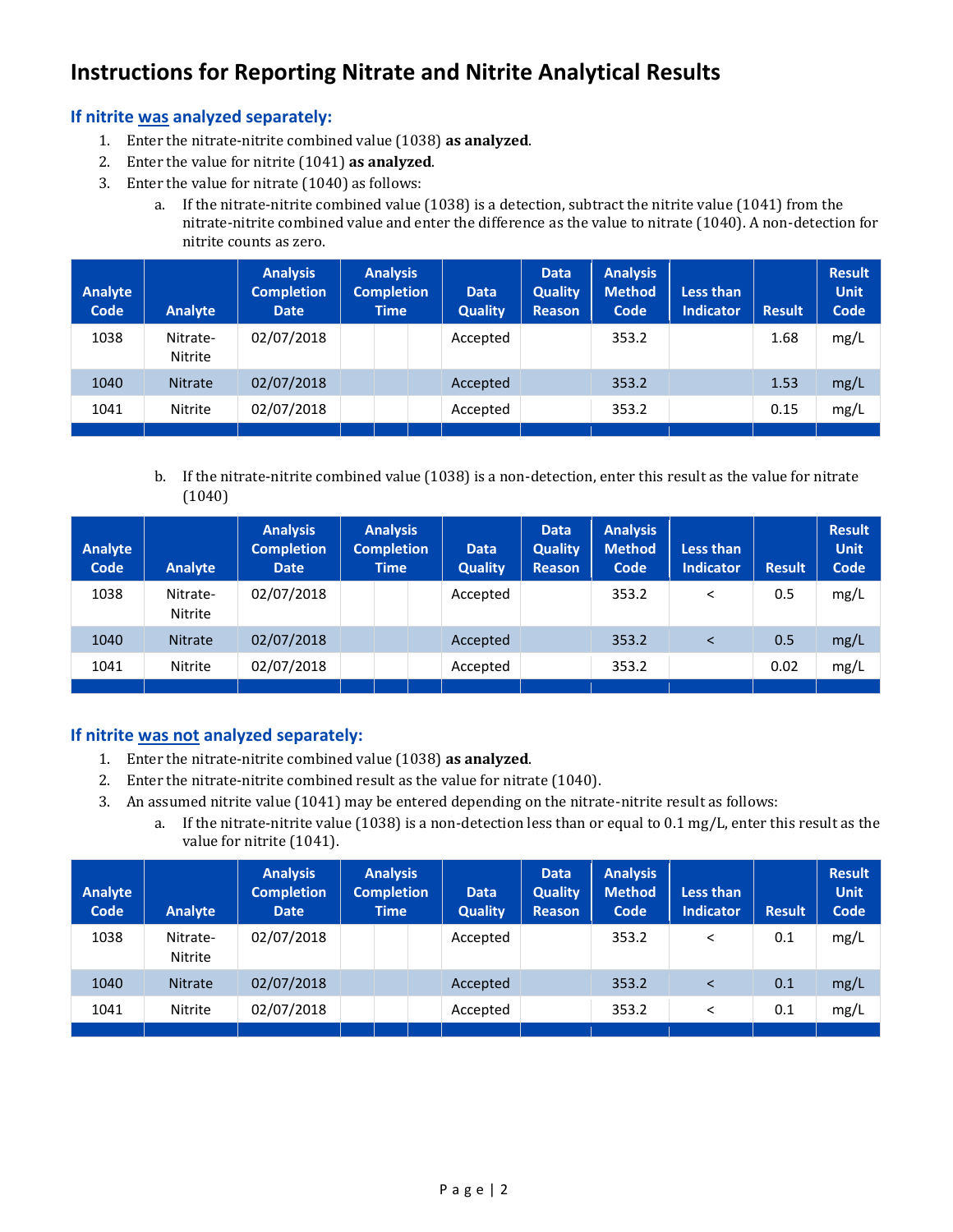# Instructions for Reporting Nitrate and Nitrite Analytical Results

## If nitrite was analyzed separately:

1. Enter the nitrate-nitrite combined value (1038) **as analyzed**.
2. Enter the value for nitrite (1041) **as analyzed**.
3. Enter the value for nitrate (1040) as follows:
   a. If the nitrate-nitrite combined value (1038) is a detection, subtract the nitrite value (1041) from the nitrate-nitrite combined value and enter the difference as the value to nitrate (1040). A non-detection for nitrite counts as zero.

| Analyte Code | Analyte | Analysis Completion Date | Analysis Completion Time | Data Quality | Data Quality Reason | Analysis Method Code | Less than Indicator | Result | Result Unit Code |
|---|---|---|---|---|---|---|---|---|---|
| 1038 | Nitrate-Nitrite | 02/07/2018 | | Accepted | | 353.2 | | 1.68 | mg/L |
| 1040 | Nitrate | 02/07/2018 | | Accepted | | 353.2 | | 1.53 | mg/L |
| 1041 | Nitrite | 02/07/2018 | | Accepted | | 353.2 | | 0.15 | mg/L |

   b. If the nitrate-nitrite combined value (1038) is a non-detection, enter this result as the value for nitrate (1040)

| Analyte Code | Analyte | Analysis Completion Date | Analysis Completion Time | Data Quality | Data Quality Reason | Analysis Method Code | Less than Indicator | Result | Result Unit Code |
|---|---|---|---|---|---|---|---|---|---|
| 1038 | Nitrate-Nitrite | 02/07/2018 | | Accepted | | 353.2 | < | 0.5 | mg/L |
| 1040 | Nitrate | 02/07/2018 | | Accepted | | 353.2 | < | 0.5 | mg/L |
| 1041 | Nitrite | 02/07/2018 | | Accepted | | 353.2 | | 0.02 | mg/L |

## If nitrite was not analyzed separately:

1. Enter the nitrate-nitrite combined value (1038) **as analyzed**.
2. Enter the nitrate-nitrite combined result as the value for nitrate (1040).
3. An assumed nitrite value (1041) may be entered depending on the nitrate-nitrite result as follows:
   a. If the nitrate-nitrite value (1038) is a non-detection less than or equal to 0.1 mg/L, enter this result as the value for nitrite (1041).

| Analyte Code | Analyte | Analysis Completion Date | Analysis Completion Time | Data Quality | Data Quality Reason | Analysis Method Code | Less than Indicator | Result | Result Unit Code |
|---|---|---|---|---|---|---|---|---|---|
| 1038 | Nitrate-Nitrite | 02/07/2018 | | Accepted | | 353.2 | < | 0.1 | mg/L |
| 1040 | Nitrate | 02/07/2018 | | Accepted | | 353.2 | < | 0.1 | mg/L |
| 1041 | Nitrite | 02/07/2018 | | Accepted | | 353.2 | < | 0.1 | mg/L |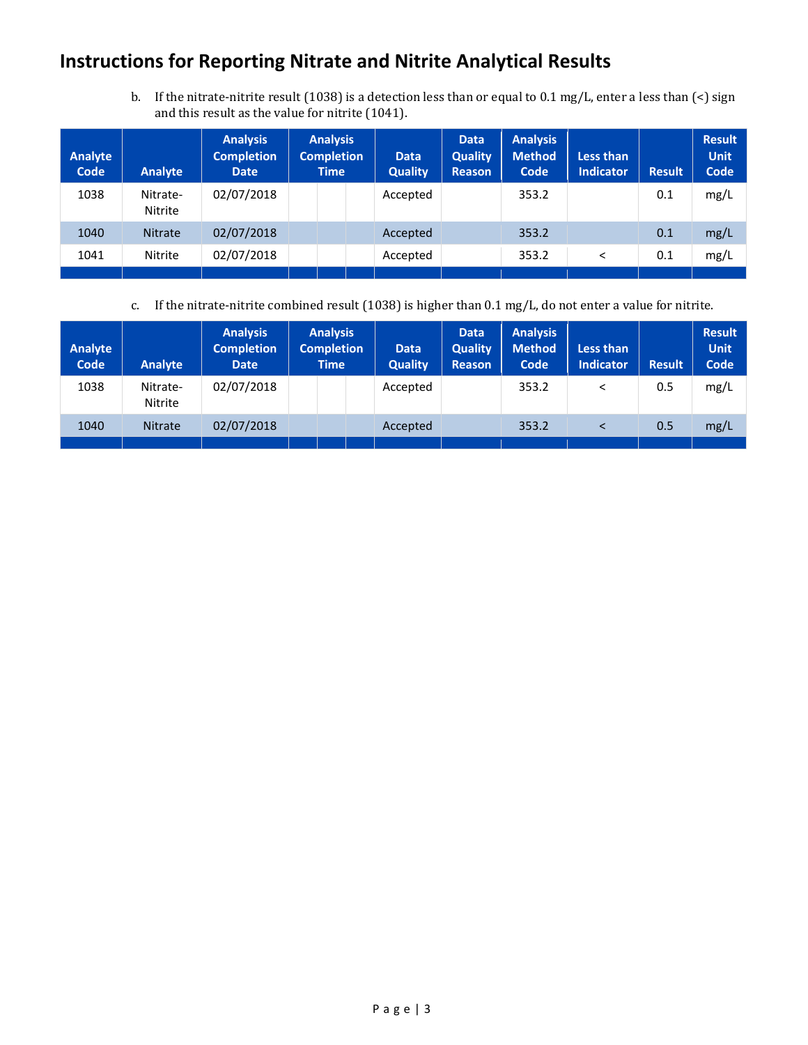# Instructions for Reporting Nitrate and Nitrite Analytical Results

b. If the nitrate-nitrite result (1038) is a detection less than or equal to 0.1 mg/L, enter a less than (<) sign and this result as the value for nitrite (1041).

| Analyte Code | Analyte | Analysis Completion Date | Analysis Completion Time | Data Quality | Data Quality Reason | Analysis Method Code | Less than Indicator | Result | Result Unit Code |
|---|---|---|---|---|---|---|---|---|---|
| 1038 | Nitrate-Nitrite | 02/07/2018 | | Accepted | | 353.2 | | 0.1 | mg/L |
| 1040 | Nitrate | 02/07/2018 | | Accepted | | 353.2 | | 0.1 | mg/L |
| 1041 | Nitrite | 02/07/2018 | | Accepted | | 353.2 | < | 0.1 | mg/L |

c. If the nitrate-nitrite combined result (1038) is higher than 0.1 mg/L, do not enter a value for nitrite.

| Analyte Code | Analyte | Analysis Completion Date | Analysis Completion Time | Data Quality | Data Quality Reason | Analysis Method Code | Less than Indicator | Result | Result Unit Code |
|---|---|---|---|---|---|---|---|---|---|
| 1038 | Nitrate-Nitrite | 02/07/2018 | | Accepted | | 353.2 | < | 0.5 | mg/L |
| 1040 | Nitrate | 02/07/2018 | | Accepted | | 353.2 | < | 0.5 | mg/L |